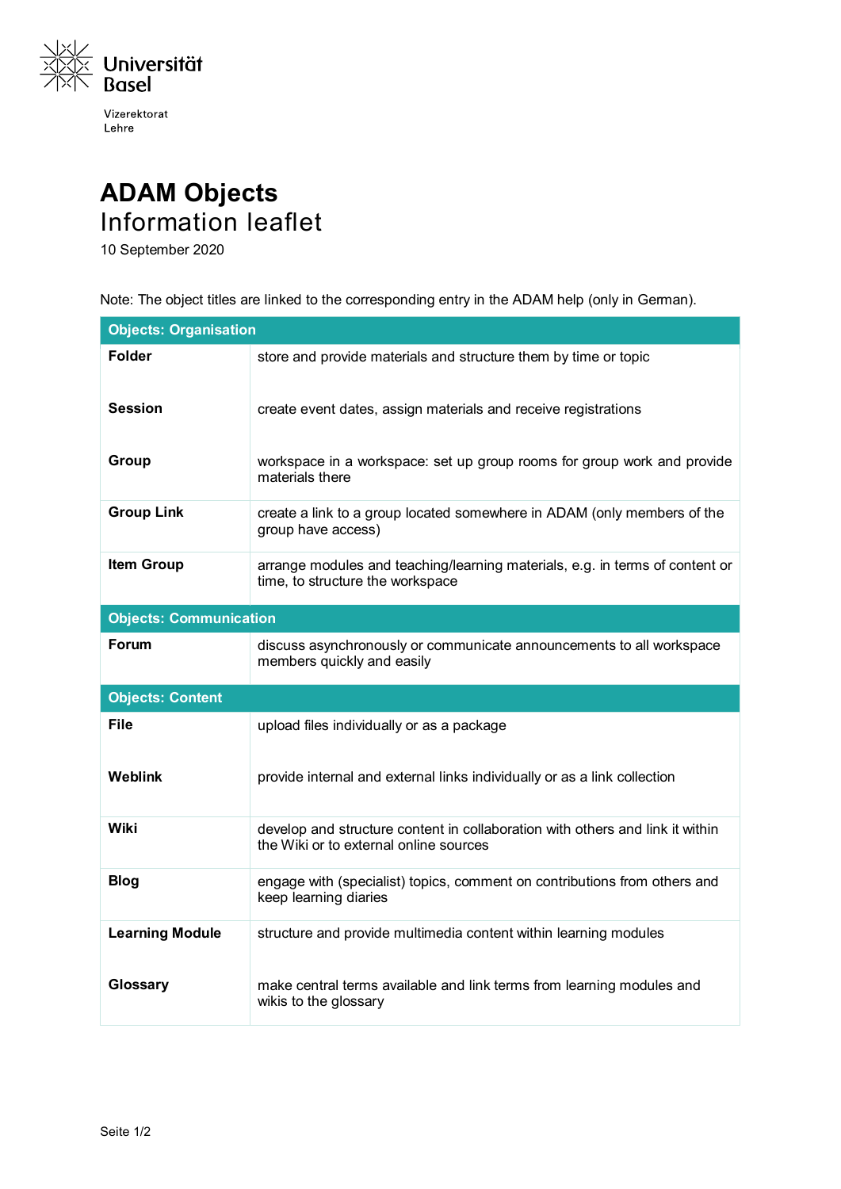Universität Basel

Vizerektorat Lehre

# ADAM Objects
## Information leaflet

10 September 2020

Note: The object titles are linked to the corresponding entry in the ADAM help (only in German).

| | |
|---|---|
| **Objects: Organisation** | |
| **Folder** | store and provide materials and structure them by time or topic |
| **Session** | create event dates, assign materials and receive registrations |
| **Group** | workspace in a workspace: set up group rooms for group work and provide materials there |
| **Group Link** | create a link to a group located somewhere in ADAM (only members of the group have access) |
| **Item Group** | arrange modules and teaching/learning materials, e.g. in terms of content or time, to structure the workspace |
| **Objects: Communication** | |
| **Forum** | discuss asynchronously or communicate announcements to all workspace members quickly and easily |
| **Objects: Content** | |
| **File** | upload files individually or as a package |
| **Weblink** | provide internal and external links individually or as a link collection |
| **Wiki** | develop and structure content in collaboration with others and link it within the Wiki or to external online sources |
| **Blog** | engage with (specialist) topics, comment on contributions from others and keep learning diaries |
| **Learning Module** | structure and provide multimedia content within learning modules |
| **Glossary** | make central terms available and link terms from learning modules and wikis to the glossary |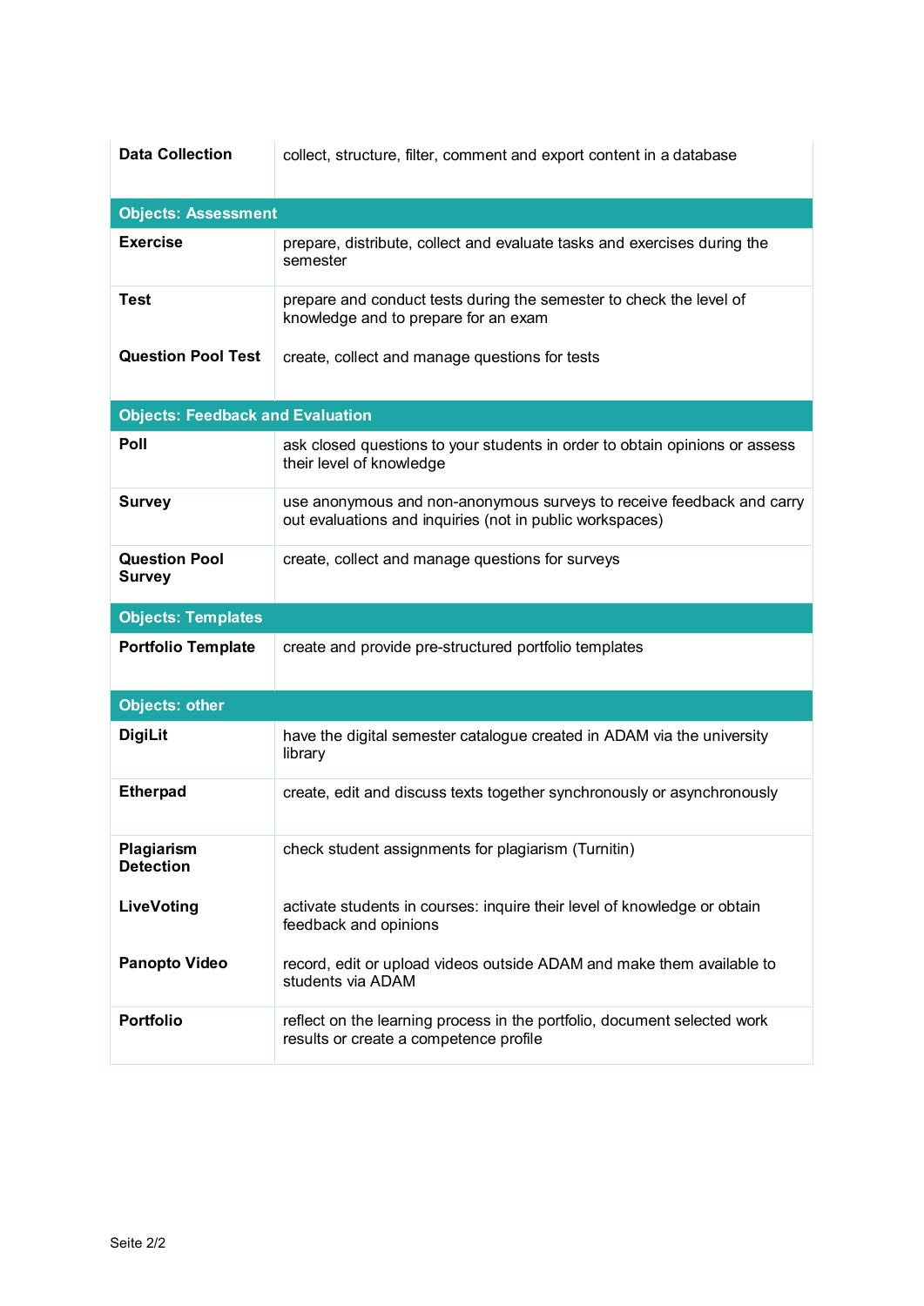| | |
|---|---|
| **Data Collection** | collect, structure, filter, comment and export content in a database |
| **Objects: Assessment** | |
| **Exercise** | prepare, distribute, collect and evaluate tasks and exercises during the semester |
| **Test** | prepare and conduct tests during the semester to check the level of knowledge and to prepare for an exam |
| **Question Pool Test** | create, collect and manage questions for tests |
| **Objects: Feedback and Evaluation** | |
| **Poll** | ask closed questions to your students in order to obtain opinions or assess their level of knowledge |
| **Survey** | use anonymous and non-anonymous surveys to receive feedback and carry out evaluations and inquiries (not in public workspaces) |
| **Question Pool Survey** | create, collect and manage questions for surveys |
| **Objects: Templates** | |
| **Portfolio Template** | create and provide pre-structured portfolio templates |
| **Objects: other** | |
| **DigiLit** | have the digital semester catalogue created in ADAM via the university library |
| **Etherpad** | create, edit and discuss texts together synchronously or asynchronously |
| **Plagiarism Detection** | check student assignments for plagiarism (Turnitin) |
| **LiveVoting** | activate students in courses: inquire their level of knowledge or obtain feedback and opinions |
| **Panopto Video** | record, edit or upload videos outside ADAM and make them available to students via ADAM |
| **Portfolio** | reflect on the learning process in the portfolio, document selected work results or create a competence profile |